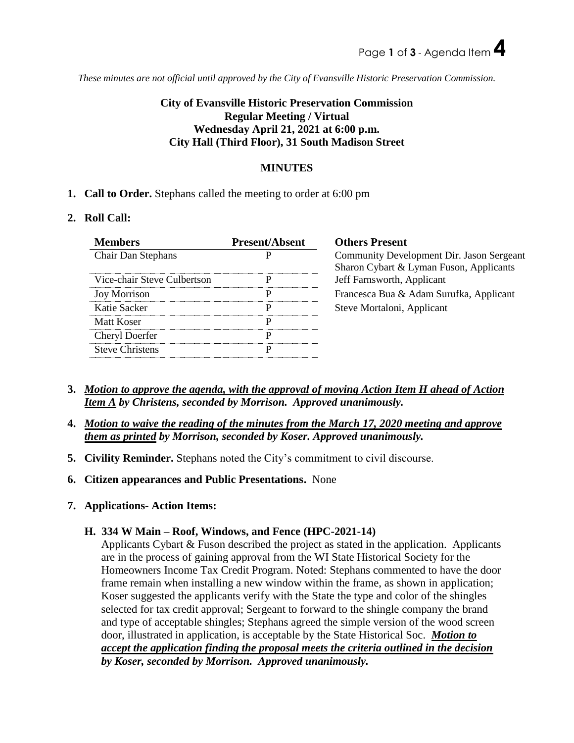*These minutes are not official until approved by the City of Evansville Historic Preservation Commission.*

**City of Evansville Historic Preservation Commission**
**Regular Meeting / Virtual**
**Wednesday April 21, 2021 at 6:00 p.m.**
**City Hall (Third Floor), 31 South Madison Street**

## MINUTES

1. **Call to Order.** Stephans called the meeting to order at 6:00 pm

2. **Roll Call:**

| Members | Present/Absent | Others Present |
|---|---|---|
| Chair Dan Stephans | P | Community Development Dir. Jason Sergeant<br>Sharon Cybart & Lyman Fuson, Applicants |
| Vice-chair Steve Culbertson | P | Jeff Farnsworth, Applicant |
| Joy Morrison | P | Francesca Bua & Adam Surufka, Applicant |
| Katie Sacker | P | Steve Mortaloni, Applicant |
| Matt Koser | P | |
| Cheryl Doerfer | P | |
| Steve Christens | P | |

3. ***Motion to approve the agenda, with the approval of moving Action Item H ahead of Action Item A by Christens, seconded by Morrison. Approved unanimously.***

4. ***Motion to waive the reading of the minutes from the March 17, 2020 meeting and approve them as printed by Morrison, seconded by Koser. Approved unanimously.***

5. **Civility Reminder.** Stephans noted the City's commitment to civil discourse.

6. **Citizen appearances and Public Presentations.** None

7. **Applications- Action Items:**

   **H. 334 W Main – Roof, Windows, and Fence (HPC-2021-14)**

   Applicants Cybart & Fuson described the project as stated in the application. Applicants are in the process of gaining approval from the WI State Historical Society for the Homeowners Income Tax Credit Program. Noted: Stephans commented to have the door frame remain when installing a new window within the frame, as shown in application; Koser suggested the applicants verify with the State the type and color of the shingles selected for tax credit approval; Sergeant to forward to the shingle company the brand and type of acceptable shingles; Stephans agreed the simple version of the wood screen door, illustrated in application, is acceptable by the State Historical Soc. ***Motion to accept the application finding the proposal meets the criteria outlined in the decision by Koser, seconded by Morrison. Approved unanimously.***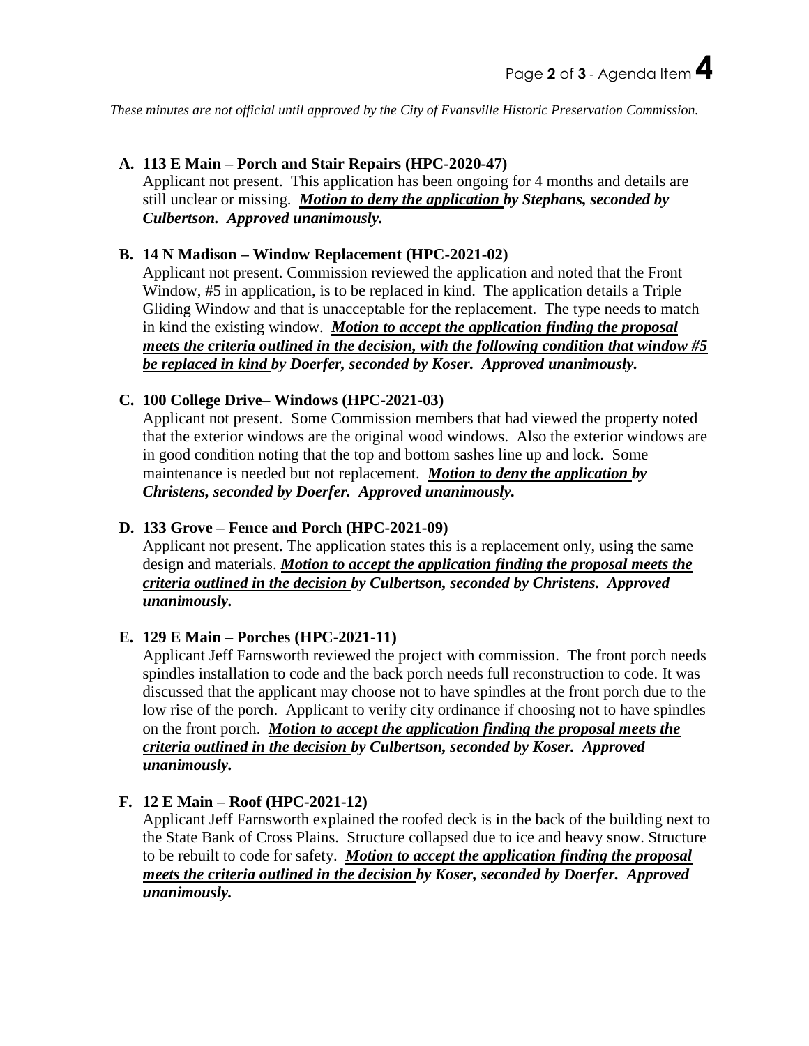*These minutes are not official until approved by the City of Evansville Historic Preservation Commission.*

**A. 113 E Main – Porch and Stair Repairs (HPC-2020-47)**

Applicant not present. This application has been ongoing for 4 months and details are still unclear or missing. ***Motion to deny the application by Stephans, seconded by Culbertson. Approved unanimously.***

**B. 14 N Madison – Window Replacement (HPC-2021-02)**

Applicant not present. Commission reviewed the application and noted that the Front Window, #5 in application, is to be replaced in kind. The application details a Triple Gliding Window and that is unacceptable for the replacement. The type needs to match in kind the existing window. ***Motion to accept the application finding the proposal meets the criteria outlined in the decision, with the following condition that window #5 be replaced in kind by Doerfer, seconded by Koser. Approved unanimously.***

**C. 100 College Drive– Windows (HPC-2021-03)**

Applicant not present. Some Commission members that had viewed the property noted that the exterior windows are the original wood windows. Also the exterior windows are in good condition noting that the top and bottom sashes line up and lock. Some maintenance is needed but not replacement. ***Motion to deny the application by Christens, seconded by Doerfer. Approved unanimously.***

**D. 133 Grove – Fence and Porch (HPC-2021-09)**

Applicant not present. The application states this is a replacement only, using the same design and materials. ***Motion to accept the application finding the proposal meets the criteria outlined in the decision by Culbertson, seconded by Christens. Approved unanimously.***

**E. 129 E Main – Porches (HPC-2021-11)**

Applicant Jeff Farnsworth reviewed the project with commission. The front porch needs spindles installation to code and the back porch needs full reconstruction to code. It was discussed that the applicant may choose not to have spindles at the front porch due to the low rise of the porch. Applicant to verify city ordinance if choosing not to have spindles on the front porch. ***Motion to accept the application finding the proposal meets the criteria outlined in the decision by Culbertson, seconded by Koser. Approved unanimously.***

**F. 12 E Main – Roof (HPC-2021-12)**

Applicant Jeff Farnsworth explained the roofed deck is in the back of the building next to the State Bank of Cross Plains. Structure collapsed due to ice and heavy snow. Structure to be rebuilt to code for safety. ***Motion to accept the application finding the proposal meets the criteria outlined in the decision by Koser, seconded by Doerfer. Approved unanimously.***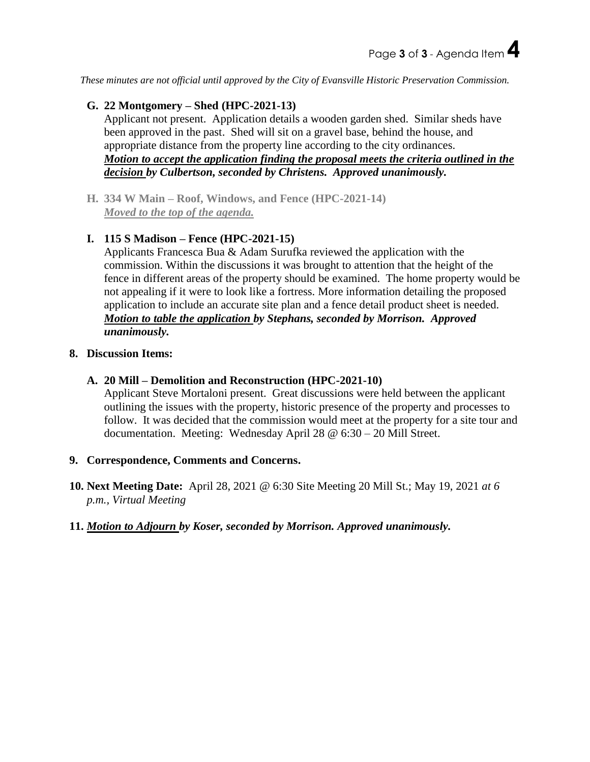*These minutes are not official until approved by the City of Evansville Historic Preservation Commission.*

**G. 22 Montgomery – Shed (HPC-2021-13)**

Applicant not present. Application details a wooden garden shed. Similar sheds have been approved in the past. Shed will sit on a gravel base, behind the house, and appropriate distance from the property line according to the city ordinances.

***Motion to accept the application finding the proposal meets the criteria outlined in the decision** by Culbertson, seconded by Christens. Approved unanimously.*

**H. 334 W Main – Roof, Windows, and Fence (HPC-2021-14)**

***Moved to the top of the agenda.***

**I. 115 S Madison – Fence (HPC-2021-15)**

Applicants Francesca Bua & Adam Surufka reviewed the application with the commission. Within the discussions it was brought to attention that the height of the fence in different areas of the property should be examined. The home property would be not appealing if it were to look like a fortress. More information detailing the proposed application to include an accurate site plan and a fence detail product sheet is needed.

***Motion to table the application** by Stephans, seconded by Morrison. Approved unanimously.*

**8. Discussion Items:**

**A. 20 Mill – Demolition and Reconstruction (HPC-2021-10)**

Applicant Steve Mortaloni present. Great discussions were held between the applicant outlining the issues with the property, historic presence of the property and processes to follow. It was decided that the commission would meet at the property for a site tour and documentation. Meeting: Wednesday April 28 @ 6:30 – 20 Mill Street.

**9. Correspondence, Comments and Concerns.**

**10. Next Meeting Date:** April 28, 2021 @ 6:30 Site Meeting 20 Mill St.; May 19, 2021 *at 6 p.m., Virtual Meeting*

**11.** ***Motion to Adjourn** by Koser, seconded by Morrison. Approved unanimously.*